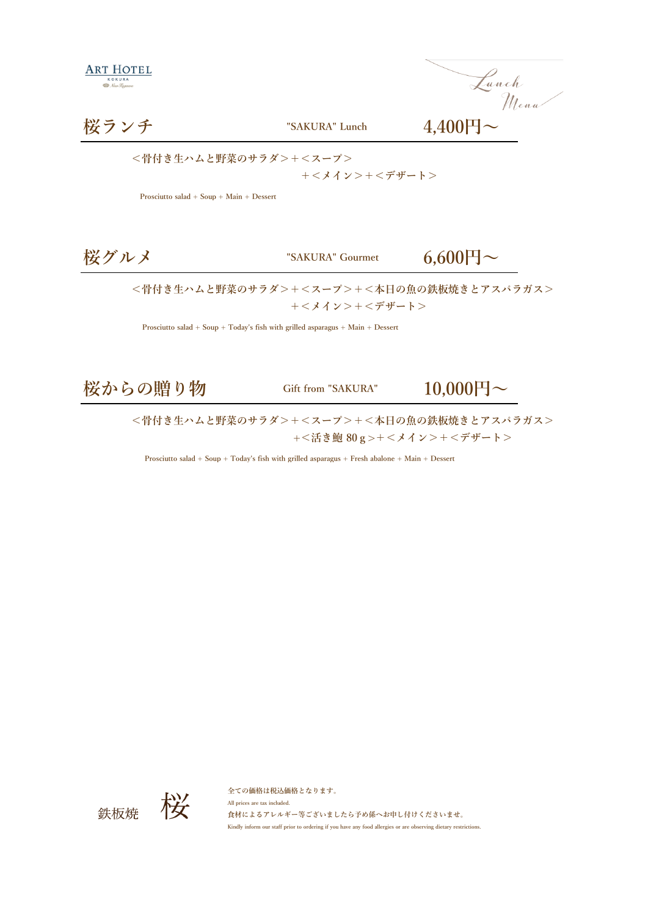ART HOTEL
KOKURA
New Tagawa

Lunch Menu

## 桜ランチ　"SAKURA" Lunch　4,400円～

＜骨付き生ハムと野菜のサラダ＞＋＜スープ＞
＋＜メイン＞＋＜デザート＞

Prosciutto salad + Soup + Main + Dessert

## 桜グルメ　"SAKURA" Gourmet　6,600円～

＜骨付き生ハムと野菜のサラダ＞＋＜スープ＞＋＜本日の魚の鉄板焼きとアスパラガス＞
＋＜メイン＞＋＜デザート＞

Prosciutto salad + Soup + Today's fish with grilled asparagus + Main + Dessert

## 桜からの贈り物　Gift from "SAKURA"　10,000円～

＜骨付き生ハムと野菜のサラダ＞＋＜スープ＞＋＜本日の魚の鉄板焼きとアスパラガス＞
＋＜活き鮑 80ｇ＞＋＜メイン＞＋＜デザート＞

Prosciutto salad + Soup + Today's fish with grilled asparagus + Fresh abalone + Main + Dessert

鉄板焼　桜

全ての価格は税込価格となります。
All prices are tax included.
食材によるアレルギー等ございましたら予め係へお申し付けくださいませ。
Kindly inform our staff prior to ordering if you have any food allergies or are observing dietary restrictions.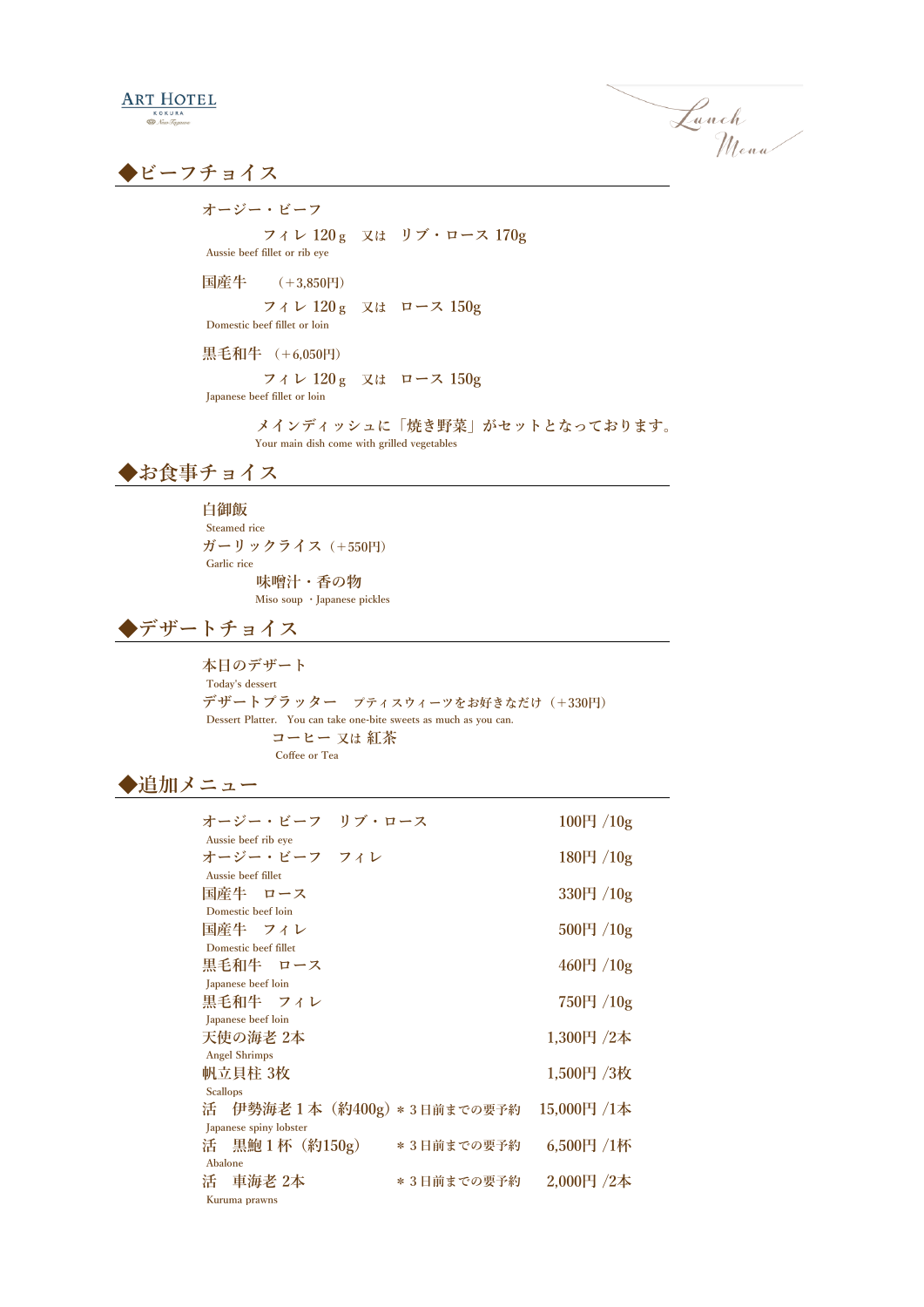ART HOTEL
KOKURA
New Tagawa

Lunch Menu

## ◆ビーフチョイス

オージー・ビーフ

フィレ 120ｇ　又は　リブ・ロース 170g

Aussie beef fillet or rib eye

国産牛　（＋3,850円）

フィレ 120ｇ　又は　ロース 150g

Domestic beef fillet or loin

黒毛和牛　（＋6,050円）

フィレ 120ｇ　又は　ロース 150g

Japanese beef fillet or loin

メインディッシュに「焼き野菜」がセットとなっております。

Your main dish come with grilled vegetables

## ◆お食事チョイス

白御飯

Steamed rice

ガーリックライス（＋550円）

Garlic rice

味噌汁・香の物

Miso soup ・Japanese pickles

## ◆デザートチョイス

本日のデザート

Today's dessert

デザートプラッター　プティスウィーツをお好きなだけ（＋330円）

Dessert Platter.　You can take one-bite sweets as much as you can.

コーヒー 又は 紅茶

Coffee or Tea

## ◆追加メニュー

| | | |
|---|---|---|
| オージー・ビーフ　リブ・ロース<br>Aussie beef rib eye | | 100円 /10g |
| オージー・ビーフ　フィレ<br>Aussie beef fillet | | 180円 /10g |
| 国産牛　ロース<br>Domestic beef loin | | 330円 /10g |
| 国産牛　フィレ<br>Domestic beef fillet | | 500円 /10g |
| 黒毛和牛　ロース<br>Japanese beef loin | | 460円 /10g |
| 黒毛和牛　フィレ<br>Japanese beef loin | | 750円 /10g |
| 天使の海老 2本<br>Angel Shrimps | | 1,300円 /2本 |
| 帆立貝柱 3枚<br>Scallops | | 1,500円 /3枚 |
| 活　伊勢海老１本（約400g）<br>Japanese spiny lobster | *３日前までの要予約 | 15,000円 /1本 |
| 活　黒鮑１杯（約150g）<br>Abalone | *３日前までの要予約 | 6,500円 /1杯 |
| 活　車海老 2本<br>Kuruma prawns | *３日前までの要予約 | 2,000円 /2本 |